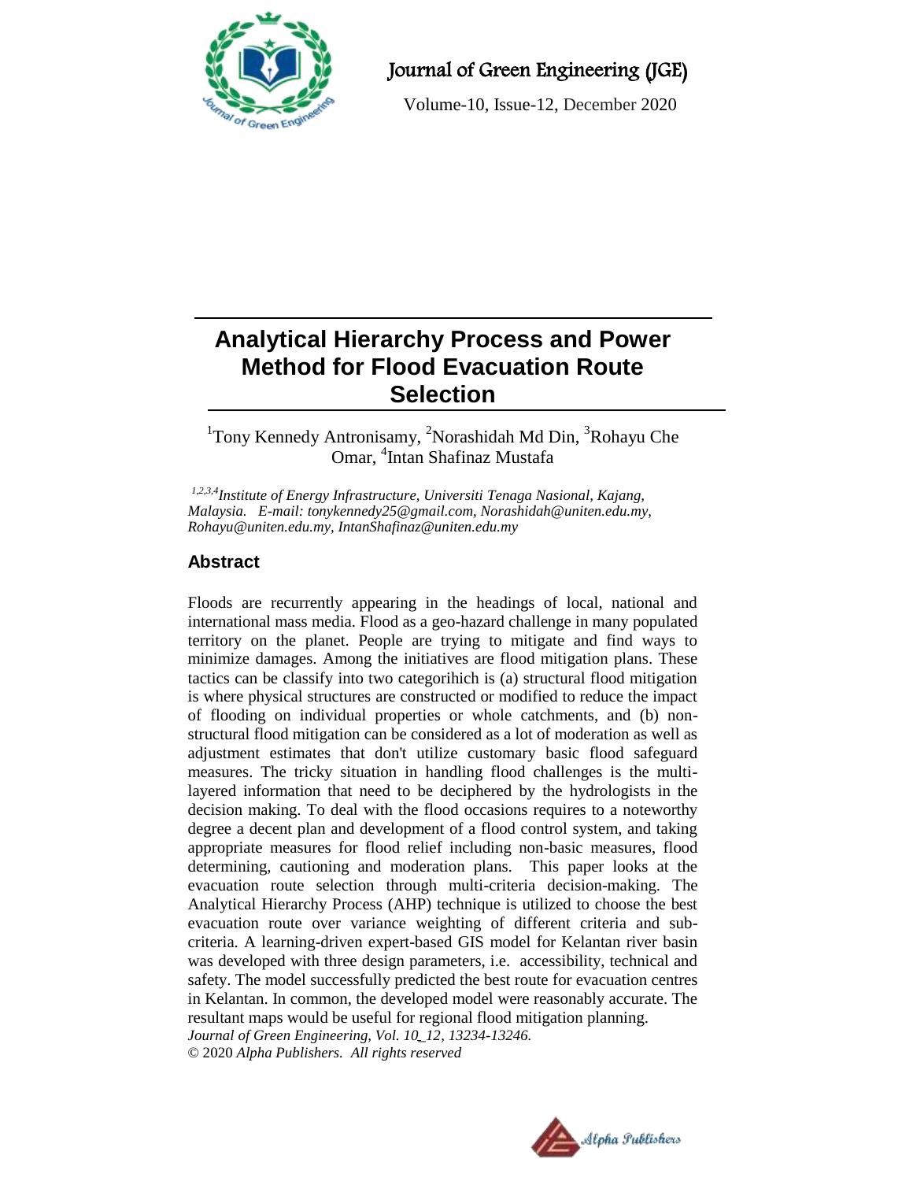Journal of Green Engineering (JGE)

Volume-10, Issue-12, December 2020

# Analytical Hierarchy Process and Power Method for Flood Evacuation Route Selection

[1]Tony Kennedy Antronisamy, [2]Norashidah Md Din, [3]Rohayu Che Omar, [4]Intan Shafinaz Mustafa

*[1,2,3,4]Institute of Energy Infrastructure, Universiti Tenaga Nasional, Kajang, Malaysia. E-mail: tonykennedy25@gmail.com, Norashidah@uniten.edu.my, Rohayu@uniten.edu.my, IntanShafinaz@uniten.edu.my*

## Abstract

Floods are recurrently appearing in the headings of local, national and international mass media. Flood as a geo-hazard challenge in many populated territory on the planet. People are trying to mitigate and find ways to minimize damages. Among the initiatives are flood mitigation plans. These tactics can be classify into two categorihich is (a) structural flood mitigation is where physical structures are constructed or modified to reduce the impact of flooding on individual properties or whole catchments, and (b) non-structural flood mitigation can be considered as a lot of moderation as well as adjustment estimates that don't utilize customary basic flood safeguard measures. The tricky situation in handling flood challenges is the multi-layered information that need to be deciphered by the hydrologists in the decision making. To deal with the flood occasions requires to a noteworthy degree a decent plan and development of a flood control system, and taking appropriate measures for flood relief including non-basic measures, flood determining, cautioning and moderation plans. This paper looks at the evacuation route selection through multi-criteria decision-making. The Analytical Hierarchy Process (AHP) technique is utilized to choose the best evacuation route over variance weighting of different criteria and sub-criteria. A learning-driven expert-based GIS model for Kelantan river basin was developed with three design parameters, i.e. accessibility, technical and safety. The model successfully predicted the best route for evacuation centres in Kelantan. In common, the developed model were reasonably accurate. The resultant maps would be useful for regional flood mitigation planning.

*Journal of Green Engineering, Vol. 10_12, 13234-13246.*

© 2020 *Alpha Publishers. All rights reserved*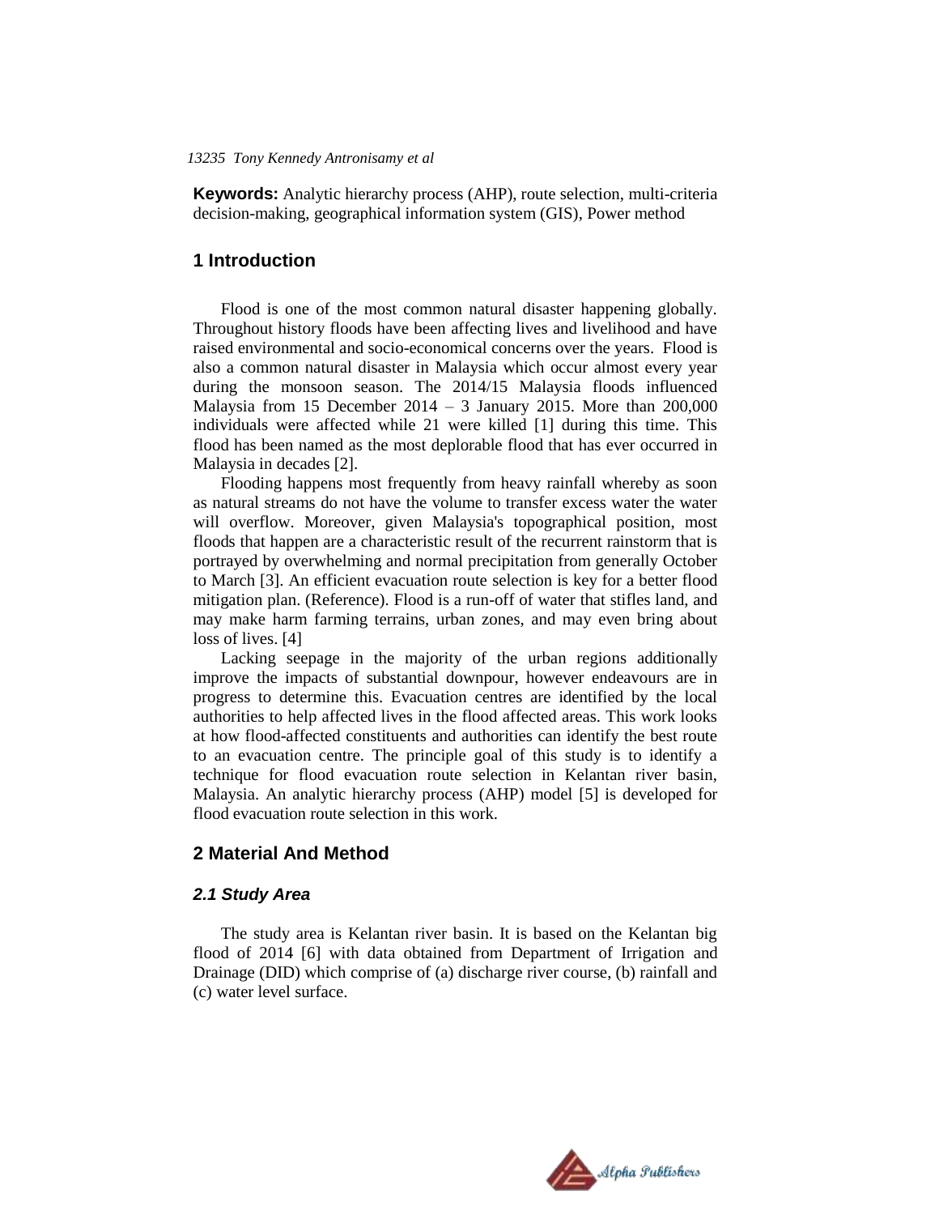**Keywords:** Analytic hierarchy process (AHP), route selection, multi-criteria decision-making, geographical information system (GIS), Power method

## 1 Introduction

Flood is one of the most common natural disaster happening globally. Throughout history floods have been affecting lives and livelihood and have raised environmental and socio-economical concerns over the years. Flood is also a common natural disaster in Malaysia which occur almost every year during the monsoon season. The 2014/15 Malaysia floods influenced Malaysia from 15 December 2014 – 3 January 2015. More than 200,000 individuals were affected while 21 were killed [1] during this time. This flood has been named as the most deplorable flood that has ever occurred in Malaysia in decades [2].

Flooding happens most frequently from heavy rainfall whereby as soon as natural streams do not have the volume to transfer excess water the water will overflow. Moreover, given Malaysia's topographical position, most floods that happen are a characteristic result of the recurrent rainstorm that is portrayed by overwhelming and normal precipitation from generally October to March [3]. An efficient evacuation route selection is key for a better flood mitigation plan. (Reference). Flood is a run-off of water that stifles land, and may make harm farming terrains, urban zones, and may even bring about loss of lives. [4]

Lacking seepage in the majority of the urban regions additionally improve the impacts of substantial downpour, however endeavours are in progress to determine this. Evacuation centres are identified by the local authorities to help affected lives in the flood affected areas. This work looks at how flood-affected constituents and authorities can identify the best route to an evacuation centre. The principle goal of this study is to identify a technique for flood evacuation route selection in Kelantan river basin, Malaysia. An analytic hierarchy process (AHP) model [5] is developed for flood evacuation route selection in this work.

## 2 Material And Method

### *2.1 Study Area*

The study area is Kelantan river basin. It is based on the Kelantan big flood of 2014 [6] with data obtained from Department of Irrigation and Drainage (DID) which comprise of (a) discharge river course, (b) rainfall and (c) water level surface.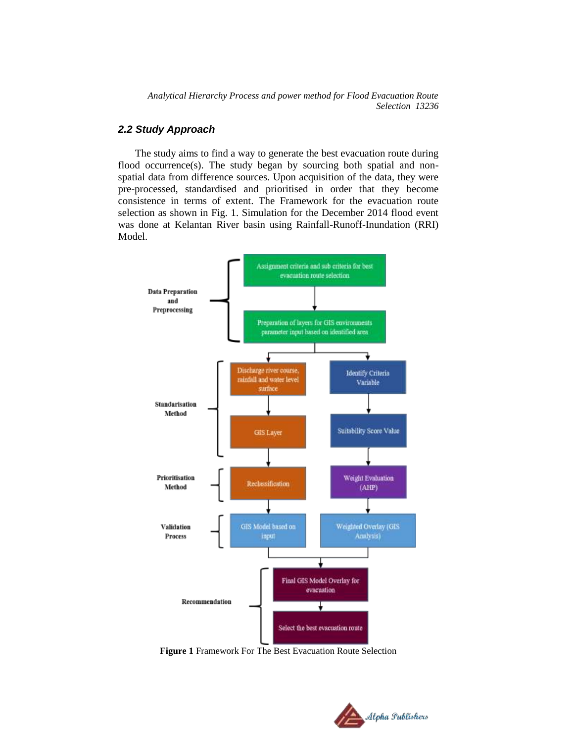### *2.2 Study Approach*

The study aims to find a way to generate the best evacuation route during flood occurrence(s). The study began by sourcing both spatial and non-spatial data from difference sources. Upon acquisition of the data, they were pre-processed, standardised and prioritised in order that they become consistence in terms of extent. The Framework for the evacuation route selection as shown in Fig. 1. Simulation for the December 2014 flood event was done at Kelantan River basin using Rainfall-Runoff-Inundation (RRI) Model.

Data Preparation and Preprocessing

Assignment criteria and sub criteria for best evacuation route selection

Preparation of layers for GIS environments parameter input based on identified area

Standarisation Method

Discharge river course, rainfall and water level surface

Identify Criteria Variable

GIS Layer

Suitability Score Value

Prioritisation Method

Reclassification

Weight Evaluation (AHP)

Validation Process

GIS Model based on input

Weighted Overlay (GIS Analysis)

Recommendation

Final GIS Model Overlay for evacuation

Select the best evacuation route

**Figure 1** Framework For The Best Evacuation Route Selection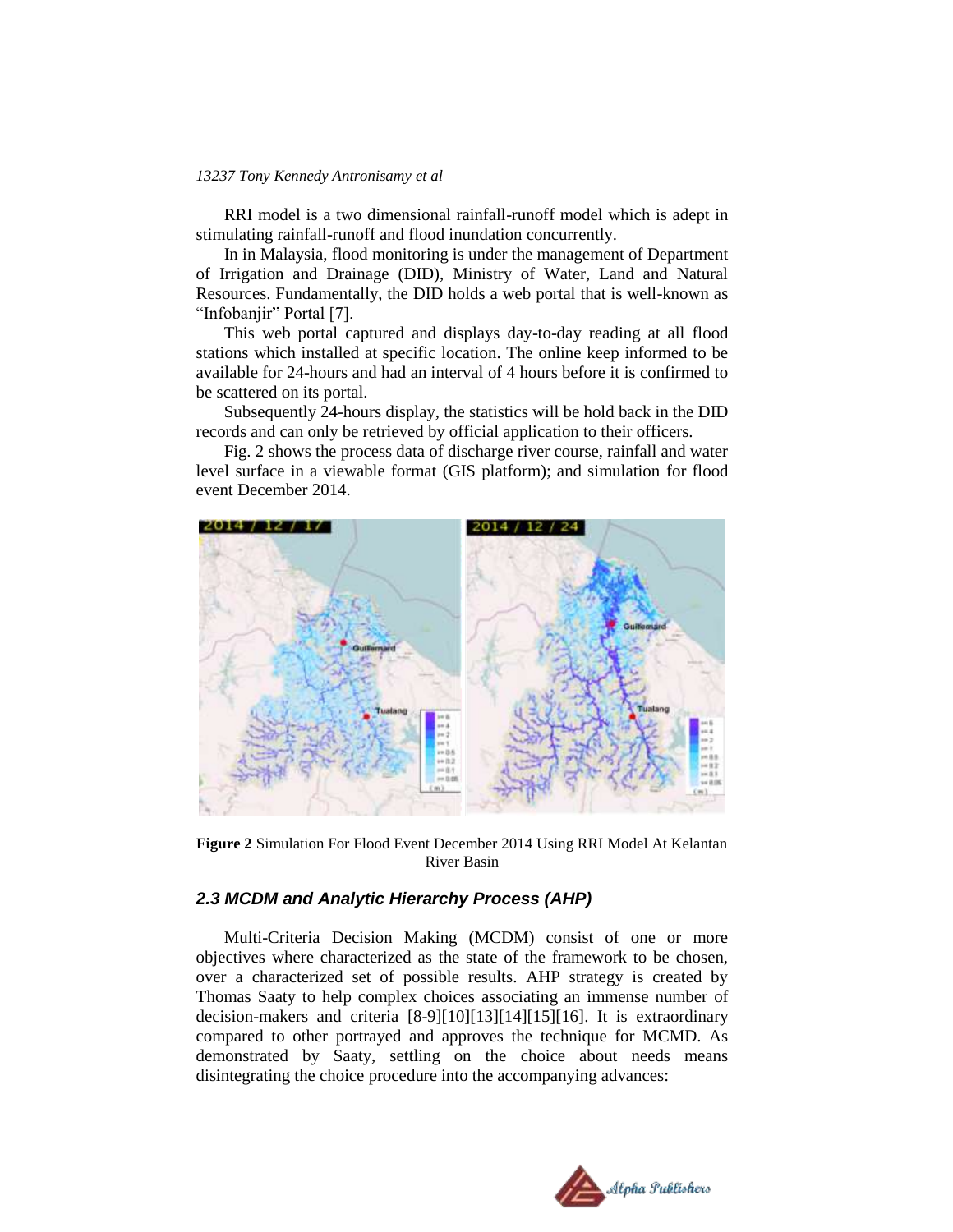RRI model is a two dimensional rainfall-runoff model which is adept in stimulating rainfall-runoff and flood inundation concurrently.

In in Malaysia, flood monitoring is under the management of Department of Irrigation and Drainage (DID), Ministry of Water, Land and Natural Resources. Fundamentally, the DID holds a web portal that is well-known as "Infobanjir" Portal [7].

This web portal captured and displays day-to-day reading at all flood stations which installed at specific location. The online keep informed to be available for 24-hours and had an interval of 4 hours before it is confirmed to be scattered on its portal.

Subsequently 24-hours display, the statistics will be hold back in the DID records and can only be retrieved by official application to their officers.

Fig. 2 shows the process data of discharge river course, rainfall and water level surface in a viewable format (GIS platform); and simulation for flood event December 2014.

**Figure 2** Simulation For Flood Event December 2014 Using RRI Model At Kelantan River Basin

### *2.3 MCDM and Analytic Hierarchy Process (AHP)*

Multi-Criteria Decision Making (MCDM) consist of one or more objectives where characterized as the state of the framework to be chosen, over a characterized set of possible results. AHP strategy is created by Thomas Saaty to help complex choices associating an immense number of decision-makers and criteria [8-9][10][13][14][15][16]. It is extraordinary compared to other portrayed and approves the technique for MCMD. As demonstrated by Saaty, settling on the choice about needs means disintegrating the choice procedure into the accompanying advances: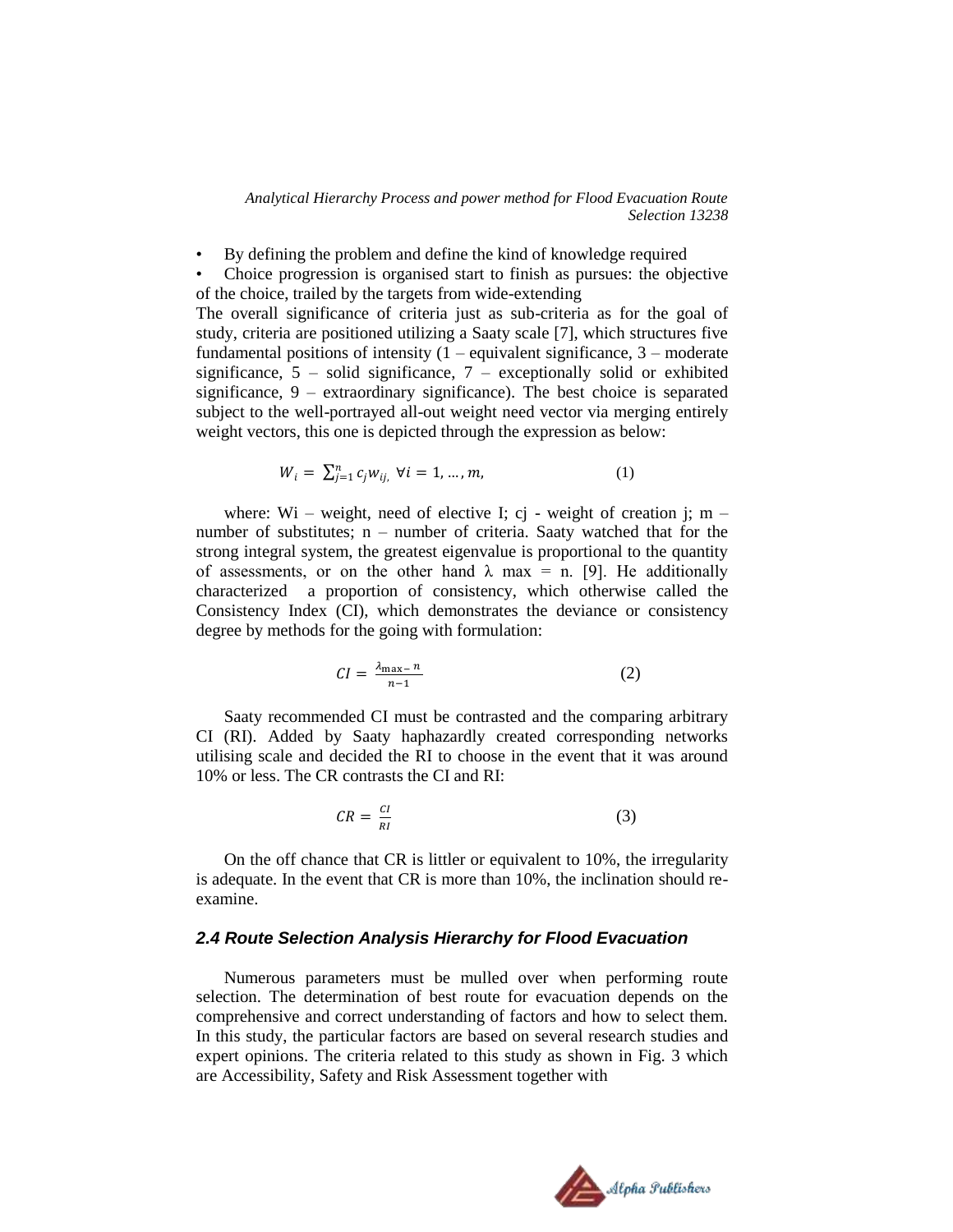- By defining the problem and define the kind of knowledge required
- Choice progression is organised start to finish as pursues: the objective of the choice, trailed by the targets from wide-extending

The overall significance of criteria just as sub-criteria as for the goal of study, criteria are positioned utilizing a Saaty scale [7], which structures five fundamental positions of intensity (1 – equivalent significance, 3 – moderate significance, 5 – solid significance, 7 – exceptionally solid or exhibited significance, 9 – extraordinary significance). The best choice is separated subject to the well-portrayed all-out weight need vector via merging entirely weight vectors, this one is depicted through the expression as below:

$$W_i = \sum_{j=1}^{n} c_j w_{ij}, \; \forall i = 1, \dots, m, \tag{1}$$

where: Wi – weight, need of elective I; cj - weight of creation j; m – number of substitutes; n – number of criteria. Saaty watched that for the strong integral system, the greatest eigenvalue is proportional to the quantity of assessments, or on the other hand $\lambda$ max = n. [9]. He additionally characterized a proportion of consistency, which otherwise called the Consistency Index (CI), which demonstrates the deviance or consistency degree by methods for the going with formulation:

$$CI = \frac{\lambda_{\max} - n}{n-1} \tag{2}$$

Saaty recommended CI must be contrasted and the comparing arbitrary CI (RI). Added by Saaty haphazardly created corresponding networks utilising scale and decided the RI to choose in the event that it was around 10% or less. The CR contrasts the CI and RI:

$$CR = \frac{CI}{RI} \tag{3}$$

On the off chance that CR is littler or equivalent to 10%, the irregularity is adequate. In the event that CR is more than 10%, the inclination should re-examine.

### *2.4 Route Selection Analysis Hierarchy for Flood Evacuation*

Numerous parameters must be mulled over when performing route selection. The determination of best route for evacuation depends on the comprehensive and correct understanding of factors and how to select them. In this study, the particular factors are based on several research studies and expert opinions. The criteria related to this study as shown in Fig. 3 which are Accessibility, Safety and Risk Assessment together with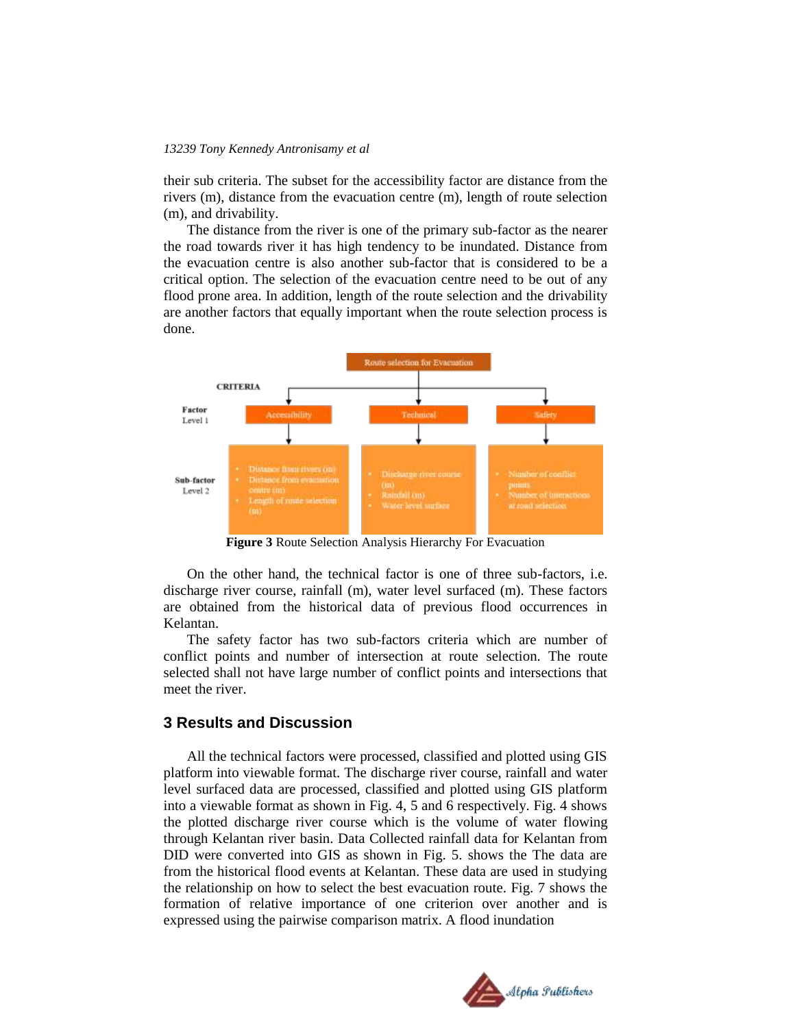their sub criteria. The subset for the accessibility factor are distance from the rivers (m), distance from the evacuation centre (m), length of route selection (m), and drivability.

The distance from the river is one of the primary sub-factor as the nearer the road towards river it has high tendency to be inundated. Distance from the evacuation centre is also another sub-factor that is considered to be a critical option. The selection of the evacuation centre need to be out of any flood prone area. In addition, length of the route selection and the drivability are another factors that equally important when the route selection process is done.

Route selection for Evacuation

CRITERIA

Factor Level 1: Accessibility | Technical | Safety

Sub-factor Level 2:

- Accessibility:
  - Distance from rivers (m)
  - Distance from evacuation centre (m)
  - Length of route selection (m)
- Technical:
  - Discharge river course (m)
  - Rainfall (m)
  - Water level surface
- Safety:
  - Number of conflict points
  - Number of intersections at road selection

**Figure 3** Route Selection Analysis Hierarchy For Evacuation

On the other hand, the technical factor is one of three sub-factors, i.e. discharge river course, rainfall (m), water level surfaced (m). These factors are obtained from the historical data of previous flood occurrences in Kelantan.

The safety factor has two sub-factors criteria which are number of conflict points and number of intersection at route selection. The route selected shall not have large number of conflict points and intersections that meet the river.

## 3 Results and Discussion

All the technical factors were processed, classified and plotted using GIS platform into viewable format. The discharge river course, rainfall and water level surfaced data are processed, classified and plotted using GIS platform into a viewable format as shown in Fig. 4, 5 and 6 respectively. Fig. 4 shows the plotted discharge river course which is the volume of water flowing through Kelantan river basin. Data Collected rainfall data for Kelantan from DID were converted into GIS as shown in Fig. 5. shows the The data are from the historical flood events at Kelantan. These data are used in studying the relationship on how to select the best evacuation route. Fig. 7 shows the formation of relative importance of one criterion over another and is expressed using the pairwise comparison matrix. A flood inundation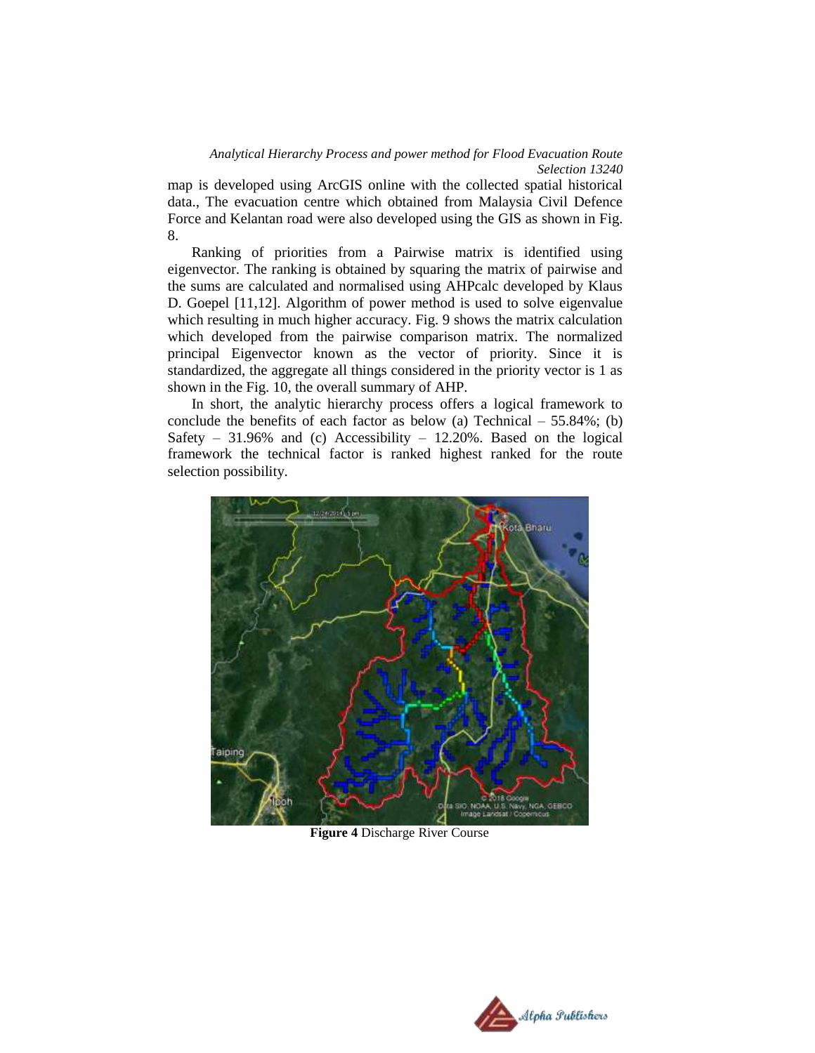map is developed using ArcGIS online with the collected spatial historical data., The evacuation centre which obtained from Malaysia Civil Defence Force and Kelantan road were also developed using the GIS as shown in Fig. 8.

Ranking of priorities from a Pairwise matrix is identified using eigenvector. The ranking is obtained by squaring the matrix of pairwise and the sums are calculated and normalised using AHPcalc developed by Klaus D. Goepel [11,12]. Algorithm of power method is used to solve eigenvalue which resulting in much higher accuracy. Fig. 9 shows the matrix calculation which developed from the pairwise comparison matrix. The normalized principal Eigenvector known as the vector of priority. Since it is standardized, the aggregate all things considered in the priority vector is 1 as shown in the Fig. 10, the overall summary of AHP.

In short, the analytic hierarchy process offers a logical framework to conclude the benefits of each factor as below (a) Technical – 55.84%; (b) Safety – 31.96% and (c) Accessibility – 12.20%. Based on the logical framework the technical factor is ranked highest ranked for the route selection possibility.

**Figure 4** Discharge River Course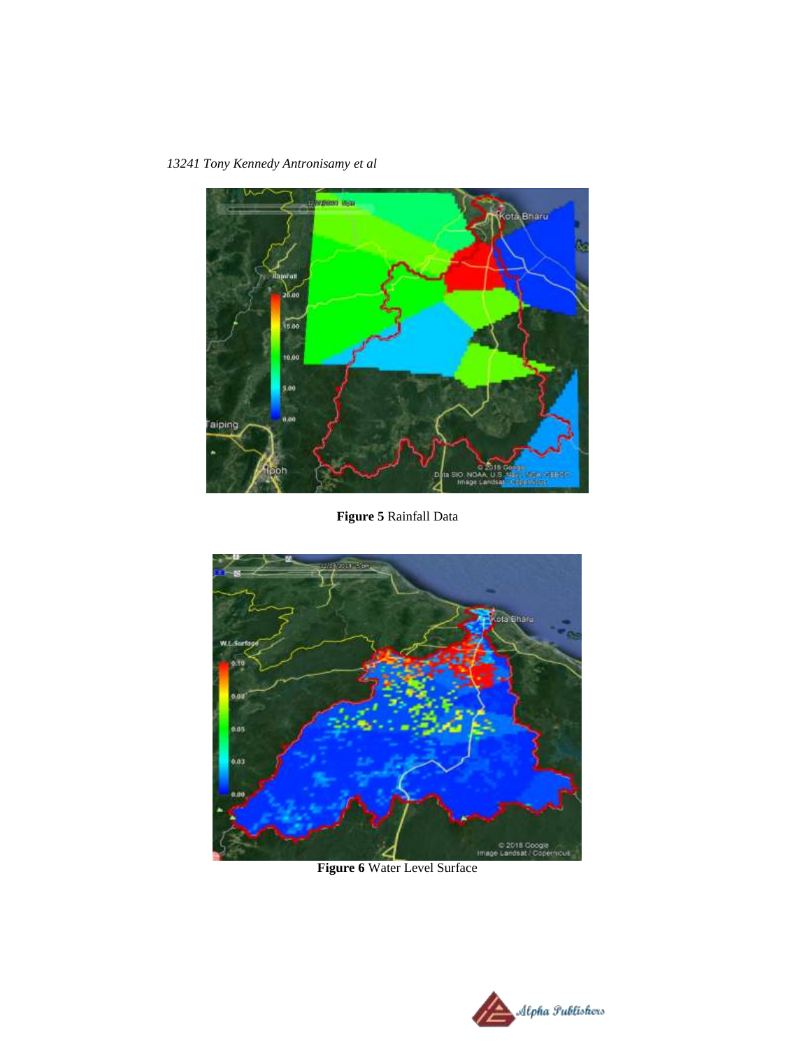**Figure 5** Rainfall Data

**Figure 6** Water Level Surface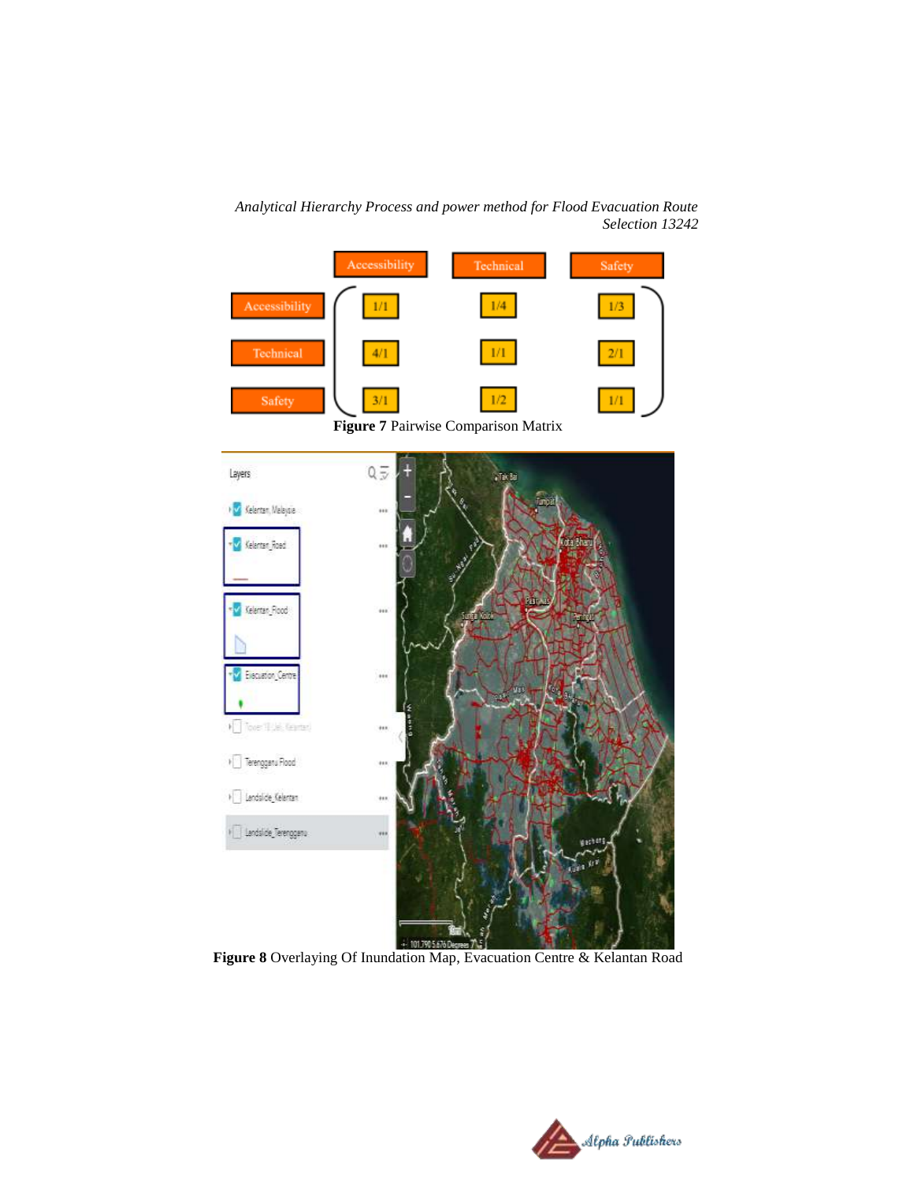|  | Accessibility | Technical | Safety |
| --- | --- | --- | --- |
| Accessibility | 1/1 | 1/4 | 1/3 |
| Technical | 4/1 | 1/1 | 2/1 |
| Safety | 3/1 | 1/2 | 1/1 |

**Figure 7** Pairwise Comparison Matrix

**Figure 8** Overlaying Of Inundation Map, Evacuation Centre & Kelantan Road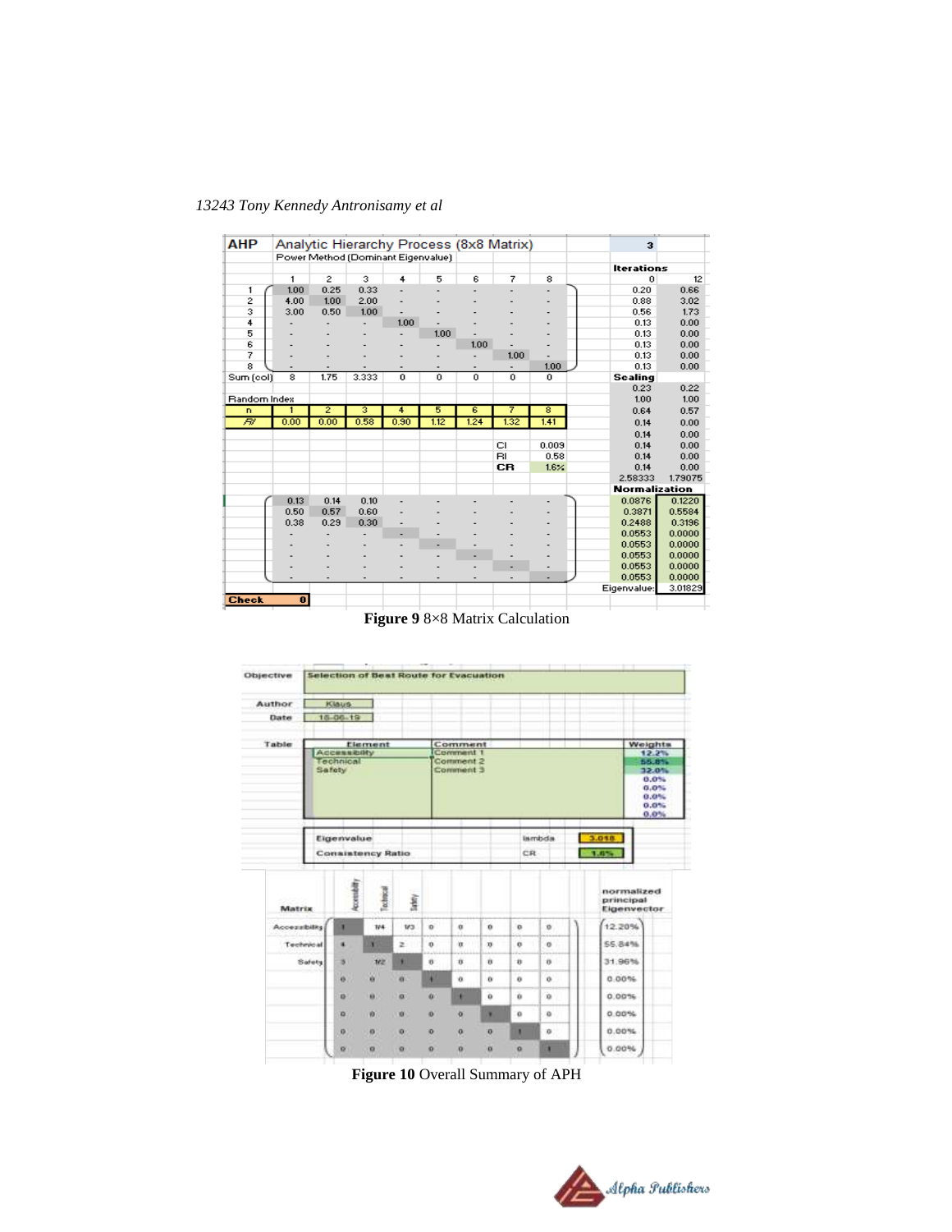| AHP | Analytic Hierarchy Process (8x8 Matrix) | | | | | | | | | 3 | |
|---|---|---|---|---|---|---|---|---|---|---|---|
| | Power Method (Dominant Eigenvalue) | | | | | | | | | | |
| | | | | | | | | | | Iterations | |
| | 1 | 2 | 3 | 4 | 5 | 6 | 7 | 8 | | 0 | 12 |
| 1 | 1.00 | 0.25 | 0.33 | - | - | - | - | - | | 0.20 | 0.66 |
| 2 | 4.00 | 1.00 | 2.00 | - | - | - | - | - | | 0.88 | 3.02 |
| 3 | 3.00 | 0.50 | 1.00 | - | - | - | - | - | | 0.56 | 1.73 |
| 4 | - | - | - | 1.00 | - | - | - | - | | 0.13 | 0.00 |
| 5 | - | - | - | - | 1.00 | - | - | - | | 0.13 | 0.00 |
| 6 | - | - | - | - | - | 1.00 | - | - | | 0.13 | 0.00 |
| 7 | - | - | - | - | - | - | 1.00 | - | | 0.13 | 0.00 |
| 8 | - | - | - | - | - | - | - | 1.00 | | 0.13 | 0.00 |
| Sum (col) | 8 | 1.75 | 3.333 | 0 | 0 | 0 | 0 | 0 | | Scaling | |
| | | | | | | | | | | 0.23 | 0.22 |
| Random Index | | | | | | | | | | 1.00 | 1.00 |
| n | 1 | 2 | 3 | 4 | 5 | 6 | 7 | 8 | | 0.64 | 0.57 |
| RI | 0.00 | 0.00 | 0.58 | 0.90 | 1.12 | 1.24 | 1.32 | 1.41 | | 0.14 | 0.00 |
| | | | | | | | | | | 0.14 | 0.00 |
| | | | | | | | CI | 0.009 | | 0.14 | 0.00 |
| | | | | | | | RI | 0.58 | | 0.14 | 0.00 |
| | | | | | | | CR | 1.6% | | 0.14 | 0.00 |
| | | | | | | | | | | 2.58333 | 1.79075 |
| | | | | | | | | | | Normalization | |
| | 0.13 | 0.14 | 0.10 | - | - | - | - | - | | 0.0876 | 0.1220 |
| | 0.50 | 0.57 | 0.60 | - | - | - | - | - | | 0.3871 | 0.5584 |
| | 0.38 | 0.29 | 0.30 | - | - | - | - | - | | 0.2488 | 0.3196 |
| | - | - | - | - | - | - | - | - | | 0.0553 | 0.0000 |
| | - | - | - | - | - | - | - | - | | 0.0553 | 0.0000 |
| | - | - | - | - | - | - | - | - | | 0.0553 | 0.0000 |
| | - | - | - | - | - | - | - | - | | 0.0553 | 0.0000 |
| | - | - | - | - | - | - | - | - | | 0.0553 | 0.0000 |
| | | | | | | | | | | Eigenvalue: | 3.01829 |
| Check | 0 | | | | | | | | | | |

**Figure 9** 8×8 Matrix Calculation

| Objective | Selection of Best Route for Evacuation | | |
|---|---|---|---|
| Author | Klaus | | |
| Date | 18-06-19 | | |

| Table | Element | Comment | Weights |
|---|---|---|---|
| | Accessibility | Comment 1 | 12.2% |
| | Technical | Comment 2 | 55.8% |
| | Safety | Comment 3 | 32.0% |
| | | | 0.0% |
| | | | 0.0% |
| | | | 0.0% |
| | | | 0.0% |
| | | | 0.0% |

| | | |
|---|---|---|
| Eigenvalue | lambda | 3.018 |
| Consistency Ratio | CR | 1.6% |

| Matrix | Accessibility | Technical | Safety | | | | | | normalized principal Eigenvector |
|---|---|---|---|---|---|---|---|---|---|
| Accessibility | 1 | 1/4 | 1/3 | 0 | 0 | 0 | 0 | 0 | 12.20% |
| Technical | 4 | 1 | 2 | 0 | 0 | 0 | 0 | 0 | 55.84% |
| Safety | 3 | 1/2 | 1 | 0 | 0 | 0 | 0 | 0 | 31.96% |
| | 0 | 0 | 0 | 1 | 0 | 0 | 0 | 0 | 0.00% |
| | 0 | 0 | 0 | 0 | 1 | 0 | 0 | 0 | 0.00% |
| | 0 | 0 | 0 | 0 | 0 | 1 | 0 | 0 | 0.00% |
| | 0 | 0 | 0 | 0 | 0 | 0 | 1 | 0 | 0.00% |
| | 0 | 0 | 0 | 0 | 0 | 0 | 0 | 1 | 0.00% |

**Figure 10** Overall Summary of APH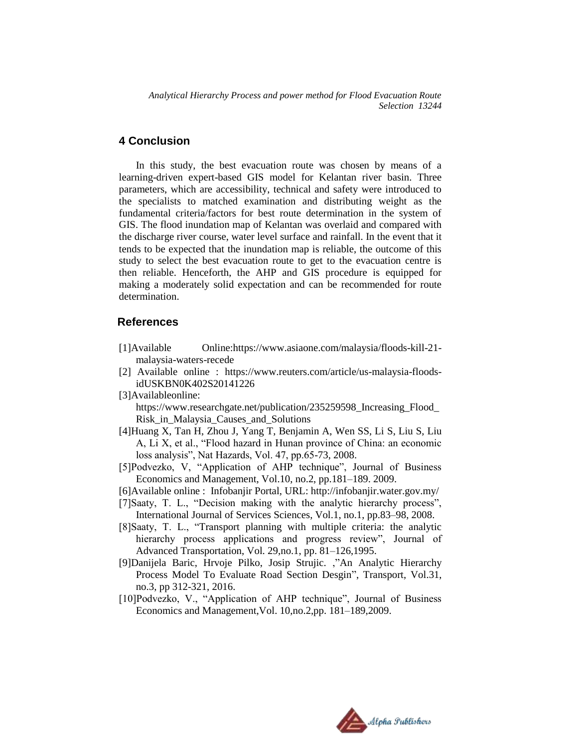## 4 Conclusion

In this study, the best evacuation route was chosen by means of a learning-driven expert-based GIS model for Kelantan river basin. Three parameters, which are accessibility, technical and safety were introduced to the specialists to matched examination and distributing weight as the fundamental criteria/factors for best route determination in the system of GIS. The flood inundation map of Kelantan was overlaid and compared with the discharge river course, water level surface and rainfall. In the event that it tends to be expected that the inundation map is reliable, the outcome of this study to select the best evacuation route to get to the evacuation centre is then reliable. Henceforth, the AHP and GIS procedure is equipped for making a moderately solid expectation and can be recommended for route determination.

## References

[1]Available Online:https://www.asiaone.com/malaysia/floods-kill-21-malaysia-waters-recede

[2] Available online : https://www.reuters.com/article/us-malaysia-floods-idUSKBN0K402S20141226

[3]Availableonline: https://www.researchgate.net/publication/235259598_Increasing_Flood_Risk_in_Malaysia_Causes_and_Solutions

[4]Huang X, Tan H, Zhou J, Yang T, Benjamin A, Wen SS, Li S, Liu S, Liu A, Li X, et al., "Flood hazard in Hunan province of China: an economic loss analysis", Nat Hazards, Vol. 47, pp.65-73, 2008.

[5]Podvezko, V, "Application of AHP technique", Journal of Business Economics and Management, Vol.10, no.2, pp.181–189. 2009.

[6]Available online : Infobanjir Portal, URL: http://infobanjir.water.gov.my/

[7]Saaty, T. L., "Decision making with the analytic hierarchy process", International Journal of Services Sciences, Vol.1, no.1, pp.83–98, 2008.

[8]Saaty, T. L., "Transport planning with multiple criteria: the analytic hierarchy process applications and progress review", Journal of Advanced Transportation, Vol. 29,no.1, pp. 81–126,1995.

[9]Danijela Baric, Hrvoje Pilko, Josip Strujic. ,"An Analytic Hierarchy Process Model To Evaluate Road Section Desgin", Transport, Vol.31, no.3, pp 312-321, 2016.

[10]Podvezko, V., "Application of AHP technique", Journal of Business Economics and Management,Vol. 10,no.2,pp. 181–189,2009.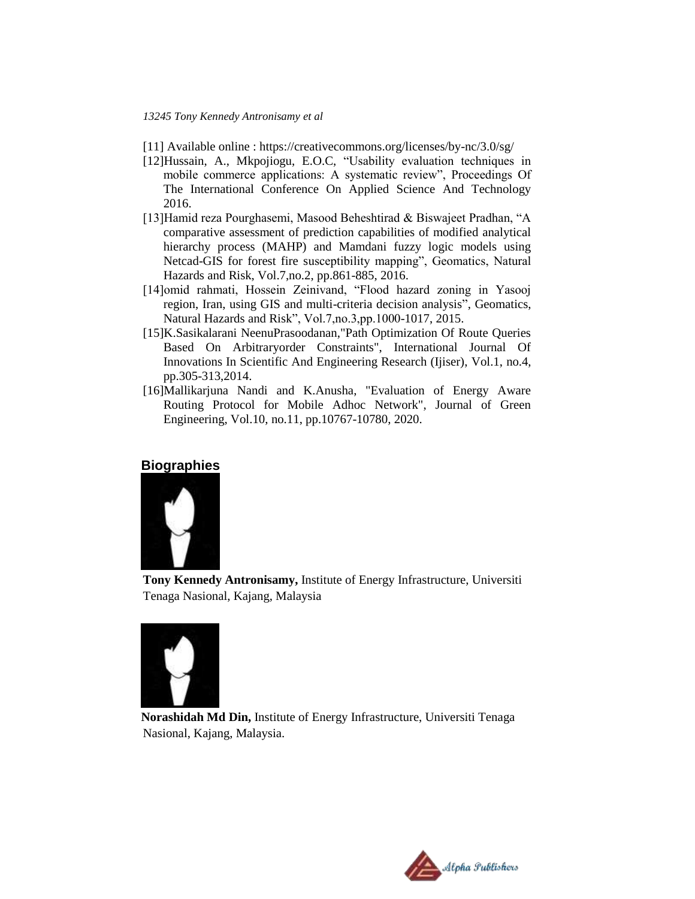[11] Available online : https://creativecommons.org/licenses/by-nc/3.0/sg/

[12]Hussain, A., Mkpojiogu, E.O.C, "Usability evaluation techniques in mobile commerce applications: A systematic review", Proceedings Of The International Conference On Applied Science And Technology 2016.

[13]Hamid reza Pourghasemi, Masood Beheshtirad & Biswajeet Pradhan, "A comparative assessment of prediction capabilities of modified analytical hierarchy process (MAHP) and Mamdani fuzzy logic models using Netcad-GIS for forest fire susceptibility mapping", Geomatics, Natural Hazards and Risk, Vol.7,no.2, pp.861-885, 2016.

[14]omid rahmati, Hossein Zeinivand, "Flood hazard zoning in Yasooj region, Iran, using GIS and multi-criteria decision analysis", Geomatics, Natural Hazards and Risk", Vol.7,no.3,pp.1000-1017, 2015.

[15]K.Sasikalarani NeenuPrasoodanan,"Path Optimization Of Route Queries Based On Arbitraryorder Constraints", International Journal Of Innovations In Scientific And Engineering Research (Ijiser), Vol.1, no.4, pp.305-313,2014.

[16]Mallikarjuna Nandi and K.Anusha, "Evaluation of Energy Aware Routing Protocol for Mobile Adhoc Network", Journal of Green Engineering, Vol.10, no.11, pp.10767-10780, 2020.

## Biographies

**Tony Kennedy Antronisamy,** Institute of Energy Infrastructure, Universiti Tenaga Nasional, Kajang, Malaysia

**Norashidah Md Din,** Institute of Energy Infrastructure, Universiti Tenaga Nasional, Kajang, Malaysia.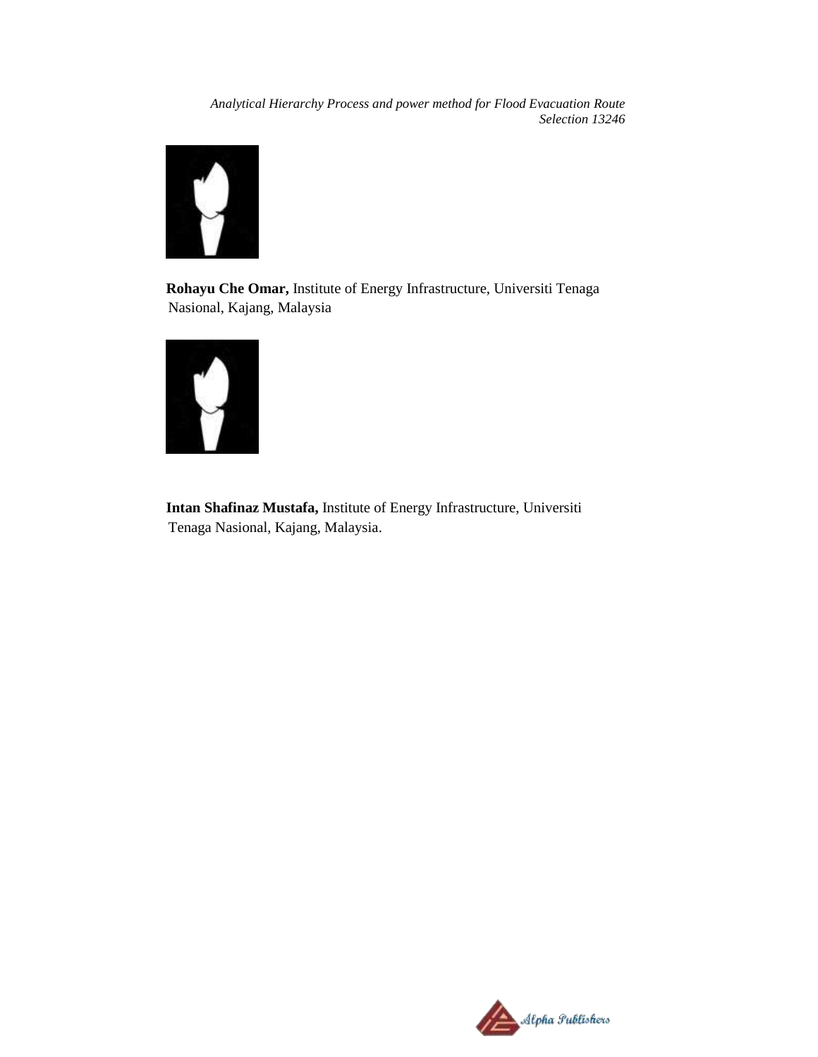**Rohayu Che Omar,** Institute of Energy Infrastructure, Universiti Tenaga Nasional, Kajang, Malaysia

**Intan Shafinaz Mustafa,** Institute of Energy Infrastructure, Universiti Tenaga Nasional, Kajang, Malaysia.